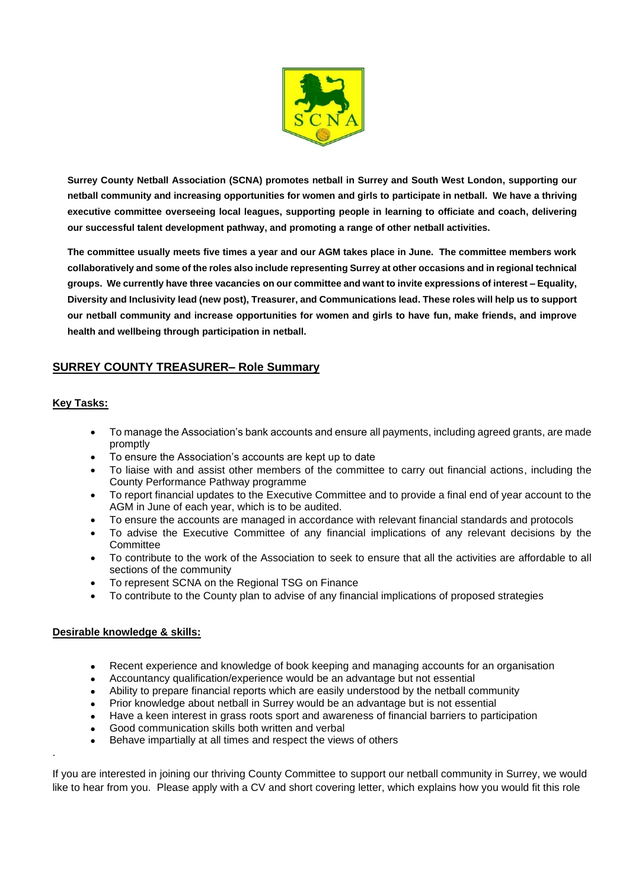**Surrey County Netball Association (SCNA) promotes netball in Surrey and South West London, supporting our netball community and increasing opportunities for women and girls to participate in netball. We have a thriving executive committee overseeing local leagues, supporting people in learning to officiate and coach, delivering our successful talent development pathway, and promoting a range of other netball activities.**

**The committee usually meets five times a year and our AGM takes place in June. The committee members work collaboratively and some of the roles also include representing Surrey at other occasions and in regional technical groups. We currently have three vacancies on our committee and want to invite expressions of interest – Equality, Diversity and Inclusivity lead (new post), Treasurer, and Communications lead. These roles will help us to support our netball community and increase opportunities for women and girls to have fun, make friends, and improve health and wellbeing through participation in netball.**

## SURREY COUNTY TREASURER– Role Summary

### Key Tasks:

- To manage the Association's bank accounts and ensure all payments, including agreed grants, are made promptly
- To ensure the Association's accounts are kept up to date
- To liaise with and assist other members of the committee to carry out financial actions, including the County Performance Pathway programme
- To report financial updates to the Executive Committee and to provide a final end of year account to the AGM in June of each year, which is to be audited.
- To ensure the accounts are managed in accordance with relevant financial standards and protocols
- To advise the Executive Committee of any financial implications of any relevant decisions by the Committee
- To contribute to the work of the Association to seek to ensure that all the activities are affordable to all sections of the community
- To represent SCNA on the Regional TSG on Finance
- To contribute to the County plan to advise of any financial implications of proposed strategies

### Desirable knowledge & skills:

- Recent experience and knowledge of book keeping and managing accounts for an organisation
- Accountancy qualification/experience would be an advantage but not essential
- Ability to prepare financial reports which are easily understood by the netball community
- Prior knowledge about netball in Surrey would be an advantage but is not essential
- Have a keen interest in grass roots sport and awareness of financial barriers to participation
- Good communication skills both written and verbal
- Behave impartially at all times and respect the views of others

If you are interested in joining our thriving County Committee to support our netball community in Surrey, we would like to hear from you. Please apply with a CV and short covering letter, which explains how you would fit this role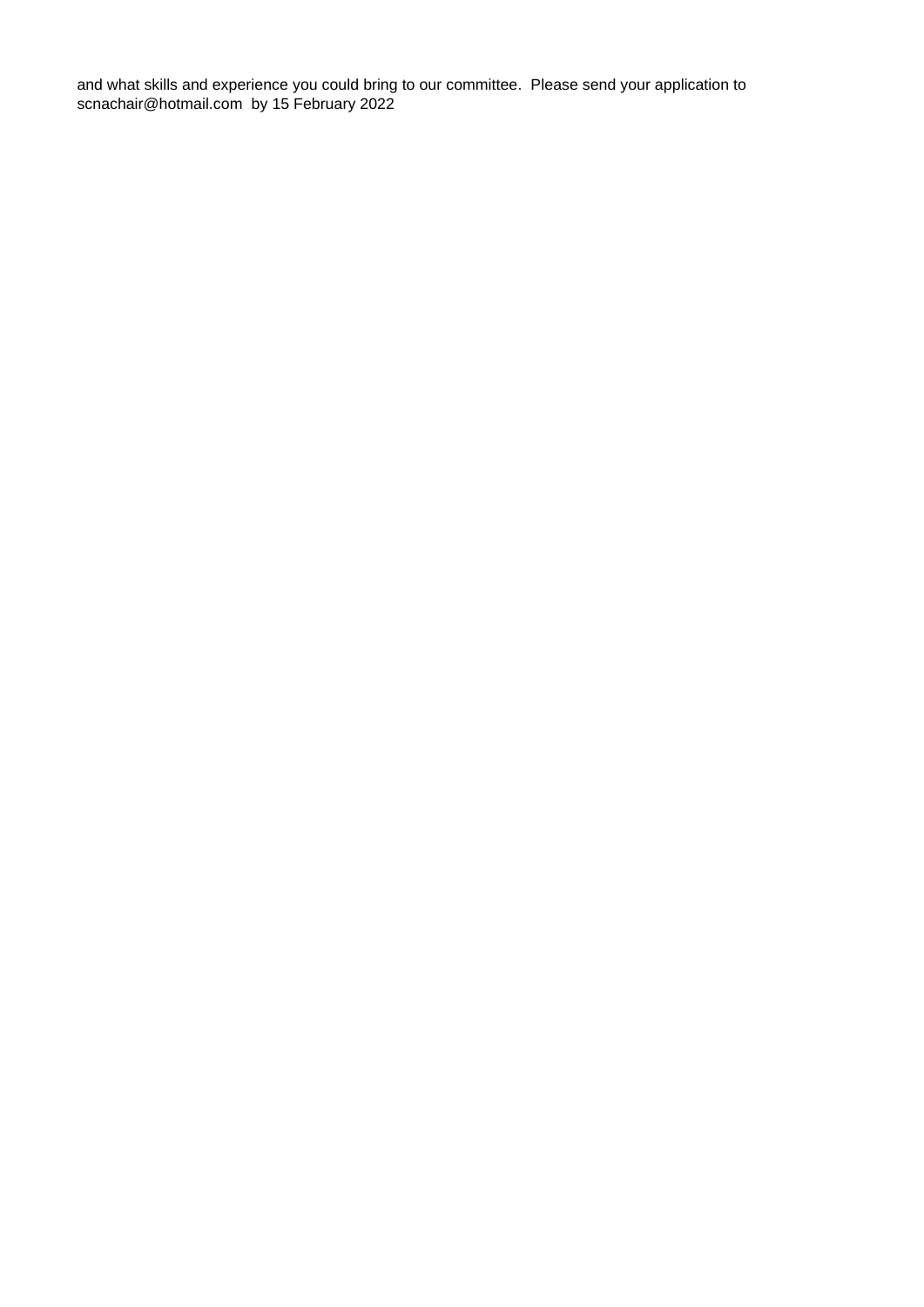and what skills and experience you could bring to our committee. Please send your application to scnachair@hotmail.com by 15 February 2022